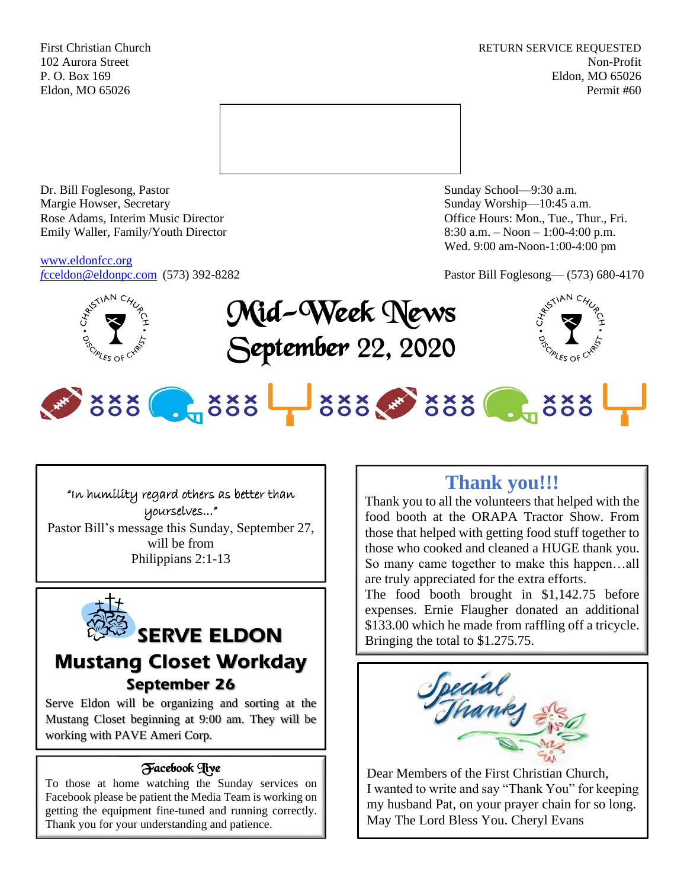First Christian Church
102 Aurora Street
P. O. Box 169
Eldon, MO 65026

RETURN SERVICE REQUESTED
Non-Profit
Eldon, MO 65026
Permit #60

Dr. Bill Foglesong, Pastor
Margie Howser, Secretary
Rose Adams, Interim Music Director
Emily Waller, Family/Youth Director

www.eldonfcc.org
fcceldon@eldonpc.com (573) 392-8282

Sunday School—9:30 a.m.
Sunday Worship—10:45 a.m.
Office Hours: Mon., Tue., Thur., Fri.
8:30 a.m. – Noon – 1:00-4:00 p.m.
Wed. 9:00 am-Noon-1:00-4:00 pm

Pastor Bill Foglesong— (573) 680-4170

# Mid-Week News
# September 22, 2020

"In humility regard others as better than yourselves…"
Pastor Bill's message this Sunday, September 27, will be from
Philippians 2:1-13

## SERVE ELDON
## Mustang Closet Workday
### September 26

Serve Eldon will be organizing and sorting at the Mustang Closet beginning at 9:00 am. They will be working with PAVE Ameri Corp.

### Facebook Live

To those at home watching the Sunday services on Facebook please be patient the Media Team is working on getting the equipment fine-tuned and running correctly. Thank you for your understanding and patience.

## Thank you!!!

Thank you to all the volunteers that helped with the food booth at the ORAPA Tractor Show. From those that helped with getting food stuff together to those who cooked and cleaned a HUGE thank you. So many came together to make this happen…all are truly appreciated for the extra efforts.
The food booth brought in $1,142.75 before expenses. Ernie Flaugher donated an additional $133.00 which he made from raffling off a tricycle. Bringing the total to $1.275.75.

## Special Thanks

Dear Members of the First Christian Church,
I wanted to write and say "Thank You" for keeping my husband Pat, on your prayer chain for so long. May The Lord Bless You. Cheryl Evans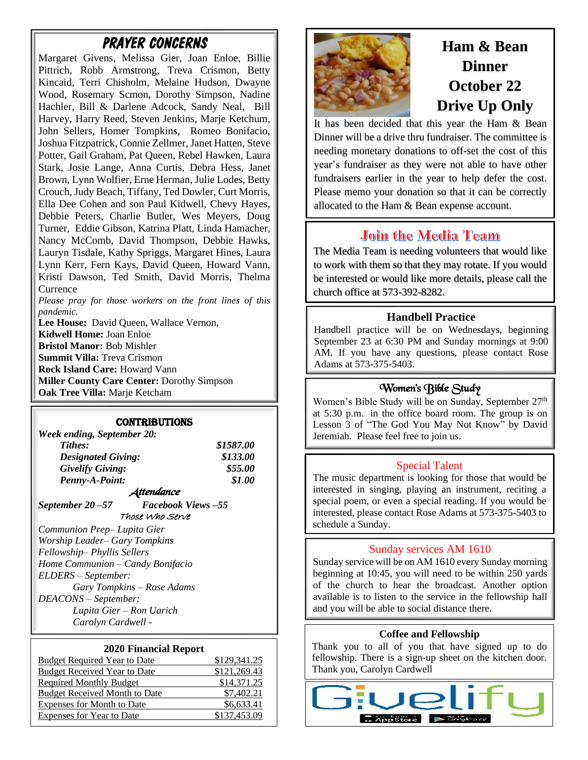## PRAYER CONCERNS

Margaret Givens, Melissa Gier, Joan Enloe, Billie Pittrich, Robb Armstrong, Treva Crismon, Betty Kincaid, Terri Chisholm, Melaine Hudson, Dwayne Wood, Rosemary Scmon, Dorothy Simpson, Nadine Hachler, Bill & Darlene Adcock, Sandy Neal, Bill Harvey, Harry Reed, Steven Jenkins, Marje Ketchum, John Sellers, Homer Tompkins, Romeo Bonifacio, Joshua Fitzpatrick, Connie Zellmer, Janet Hatten, Steve Potter, Gail Graham, Pat Queen, Rebel Hawken, Laura Stark, Josie Lange, Anna Curtis, Debra Hess, Janet Brown, Lynn Wolfier, Erne Herman, Julie Lodes, Betty Crouch, Judy Beach, Tiffany, Ted Dowler, Curt Morris, Ella Dee Cohen and son Paul Kidwell, Chevy Hayes, Debbie Peters, Charlie Butler, Wes Meyers, Doug Turner, Eddie Gibson, Katrina Platt, Linda Hamacher, Nancy McComb, David Thompson, Debbie Hawks, Lauryn Tisdale, Kathy Spriggs, Margaret Hines, Laura Lynn Kerr, Fern Kays, David Queen, Howard Vann, Kristi Dawson, Ted Smith, David Morris, Thelma Currence

*Please pray for those workers on the front lines of this pandemic.*

**Lee House:** David Queen, Wallace Vernon,
**Kidwell Home:** Joan Enloe
**Bristol Manor:** Bob Mishler
**Summit Villa:** Treva Crismon
**Rock Island Care:** Howard Vann
**Miller County Care Center:** Dorothy Simpson
**Oak Tree Villa:** Marje Ketcham

## CONTRIBUTIONS

***Week ending, September 20:***

| | |
|---|---|
| ***Tithes:*** | ***$1587.00*** |
| ***Designated Giving:*** | ***$133.00*** |
| ***Givelify Giving:*** | ***$55.00*** |
| ***Penny-A-Point:*** | ***$1.00*** |

### Attendance

***September 20 –57*** ***Facebook Views –55***

### Those Who Serve

*Communion Prep– Lupita Gier*
*Worship Leader– Gary Tompkins*
*Fellowship– Phyllis Sellers*
*Home Communion – Candy Bonifacio*
*ELDERS – September:*
*Gary Tompkins – Rose Adams*
*DEACONS – September:*
*Lupita Gier – Ron Uarich*
*Carolyn Cardwell -*

## 2020 Financial Report

| | |
|---|---|
| Budget Required Year to Date | $129,341.25 |
| Budget Received Year to Date | $121,269.43 |
| Required Monthly Budget | $14,371.25 |
| Budget Received Month to Date | $7,402.21 |
| Expenses for Month to Date | $6,633.41 |
| Expenses for Year to Date | $137,453.09 |

## Ham & Bean Dinner October 22 Drive Up Only

It has been decided that this year the Ham & Bean Dinner will be a drive thru fundraiser. The committee is needing monetary donations to off-set the cost of this year's fundraiser as they were not able to have other fundraisers earlier in the year to help defer the cost. Please memo your donation so that it can be correctly allocated to the Ham & Bean expense account.

## Join the Media Team

The Media Team is needing volunteers that would like to work with them so that they may rotate. If you would be interested or would like more details, please call the church office at 573-392-8282.

## Handbell Practice

Handbell practice will be on Wednesdays, beginning September 23 at 6:30 PM and Sunday mornings at 9:00 AM. If you have any questions, please contact Rose Adams at 573-375-5403.

## Women's Bible Study

Women's Bible Study will be on Sunday, September 27th at 5:30 p.m. in the office board room. The group is on Lesson 3 of "The God You May Not Know" by David Jeremiah. Please feel free to join us.

## Special Talent

The music department is looking for those that would be interested in singing, playing an instrument, reciting a special poem, or even a special reading. If you would be interested, please contact Rose Adams at 573-375-5403 to schedule a Sunday.

## Sunday services AM 1610

Sunday service will be on AM 1610 every Sunday morning beginning at 10:45, you will need to be within 250 yards of the church to hear the broadcast. Another option available is to listen to the service in the fellowship hall and you will be able to social distance there.

## Coffee and Fellowship

Thank you to all of you that have signed up to do fellowship. There is a sign-up sheet on the kitchen door. Thank you, Carolyn Cardwell

Givelify